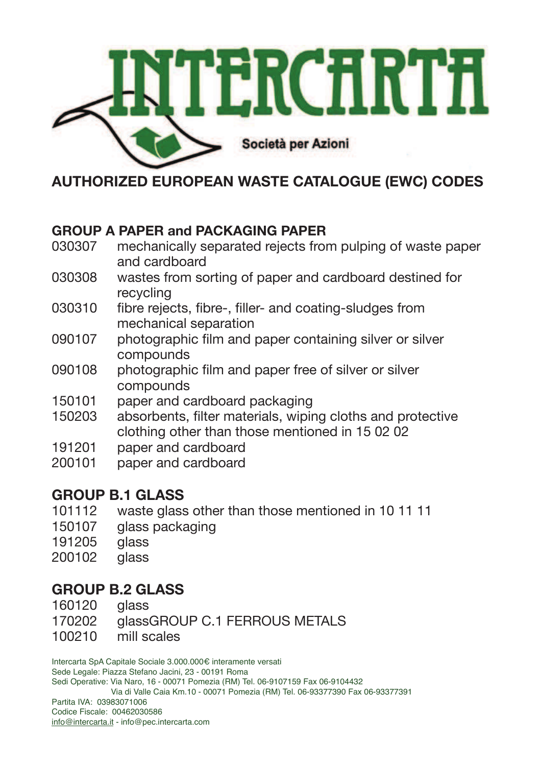# INTERCARTA

Società per Azioni

## AUTHORIZED EUROPEAN WASTE CATALOGUE (EWC) CODES

### GROUP A PAPER and PACKAGING PAPER

| | |
|---|---|
| 030307 | mechanically separated rejects from pulping of waste paper and cardboard |
| 030308 | wastes from sorting of paper and cardboard destined for recycling |
| 030310 | fibre rejects, fibre-, filler- and coating-sludges from mechanical separation |
| 090107 | photographic film and paper containing silver or silver compounds |
| 090108 | photographic film and paper free of silver or silver compounds |
| 150101 | paper and cardboard packaging |
| 150203 | absorbents, filter materials, wiping cloths and protective clothing other than those mentioned in 15 02 02 |
| 191201 | paper and cardboard |
| 200101 | paper and cardboard |

### GROUP B.1 GLASS

| | |
|---|---|
| 101112 | waste glass other than those mentioned in 10 11 11 |
| 150107 | glass packaging |
| 191205 | glass |
| 200102 | glass |

### GROUP B.2 GLASS

| | |
|---|---|
| 160120 | glass |
| 170202 | glassGROUP C.1 FERROUS METALS |
| 100210 | mill scales |

Intercarta SpA Capitale Sociale 3.000.000€ interamente versati
Sede Legale: Piazza Stefano Jacini, 23 - 00191 Roma
Sedi Operative: Via Naro, 16 - 00071 Pomezia (RM) Tel. 06-9107159 Fax 06-9104432
Via di Valle Caia Km.10 - 00071 Pomezia (RM) Tel. 06-93377390 Fax 06-93377391
Partita IVA: 03983071006
Codice Fiscale: 00462030586
info@intercarta.it - info@pec.intercarta.com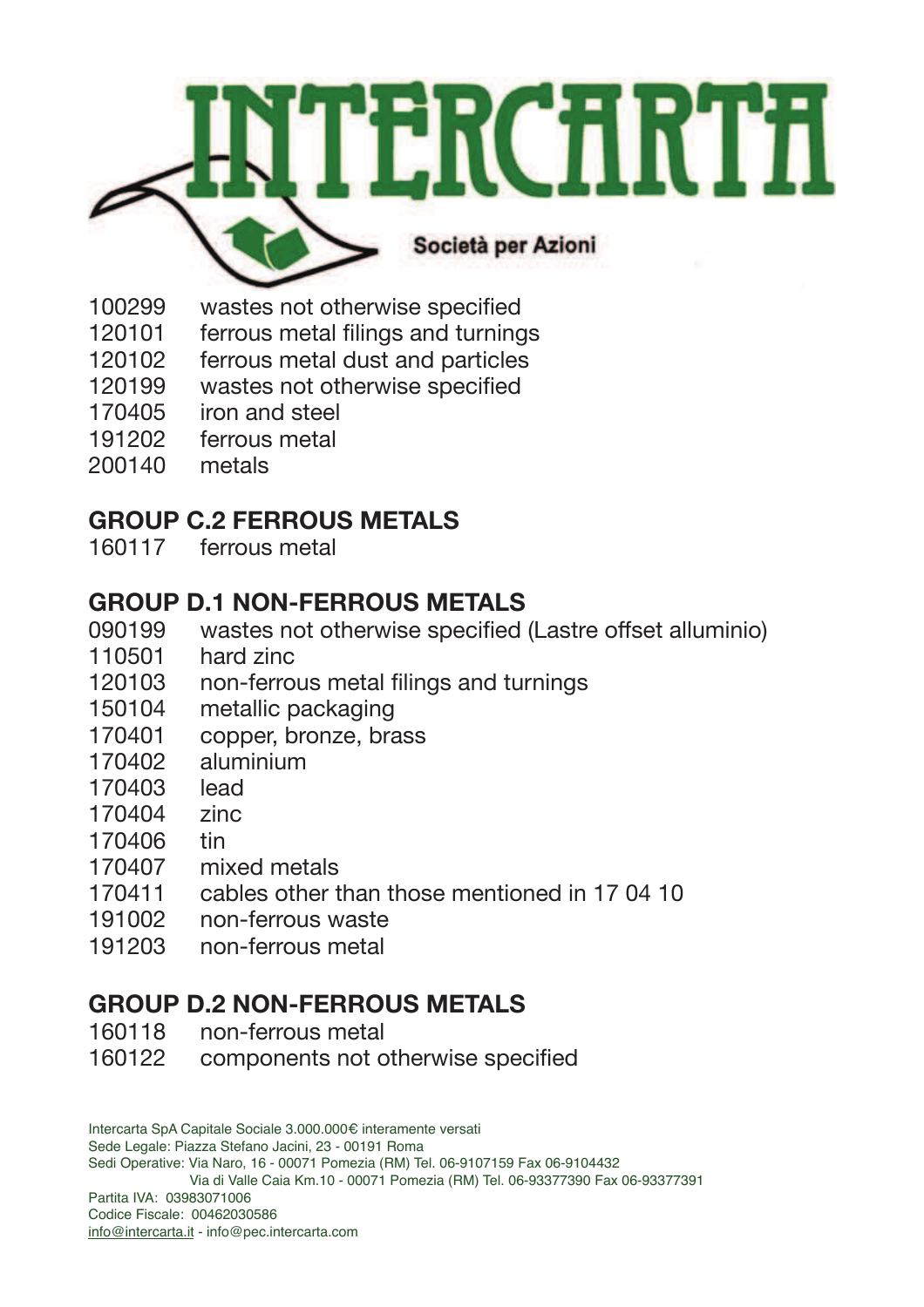# INTERCARTA

Società per Azioni

| | |
|---|---|
| 100299 | wastes not otherwise specified |
| 120101 | ferrous metal filings and turnings |
| 120102 | ferrous metal dust and particles |
| 120199 | wastes not otherwise specified |
| 170405 | iron and steel |
| 191202 | ferrous metal |
| 200140 | metals |

## GROUP C.2 FERROUS METALS

| | |
|---|---|
| 160117 | ferrous metal |

## GROUP D.1 NON-FERROUS METALS

| | |
|---|---|
| 090199 | wastes not otherwise specified (Lastre offset alluminio) |
| 110501 | hard zinc |
| 120103 | non-ferrous metal filings and turnings |
| 150104 | metallic packaging |
| 170401 | copper, bronze, brass |
| 170402 | aluminium |
| 170403 | lead |
| 170404 | zinc |
| 170406 | tin |
| 170407 | mixed metals |
| 170411 | cables other than those mentioned in 17 04 10 |
| 191002 | non-ferrous waste |
| 191203 | non-ferrous metal |

## GROUP D.2 NON-FERROUS METALS

| | |
|---|---|
| 160118 | non-ferrous metal |
| 160122 | components not otherwise specified |

Intercarta SpA Capitale Sociale 3.000.000€ interamente versati
Sede Legale: Piazza Stefano Jacini, 23 - 00191 Roma
Sedi Operative: Via Naro, 16 - 00071 Pomezia (RM) Tel. 06-9107159 Fax 06-9104432
Via di Valle Caia Km.10 - 00071 Pomezia (RM) Tel. 06-93377390 Fax 06-93377391
Partita IVA: 03983071006
Codice Fiscale: 00462030586
info@intercarta.it - info@pec.intercarta.com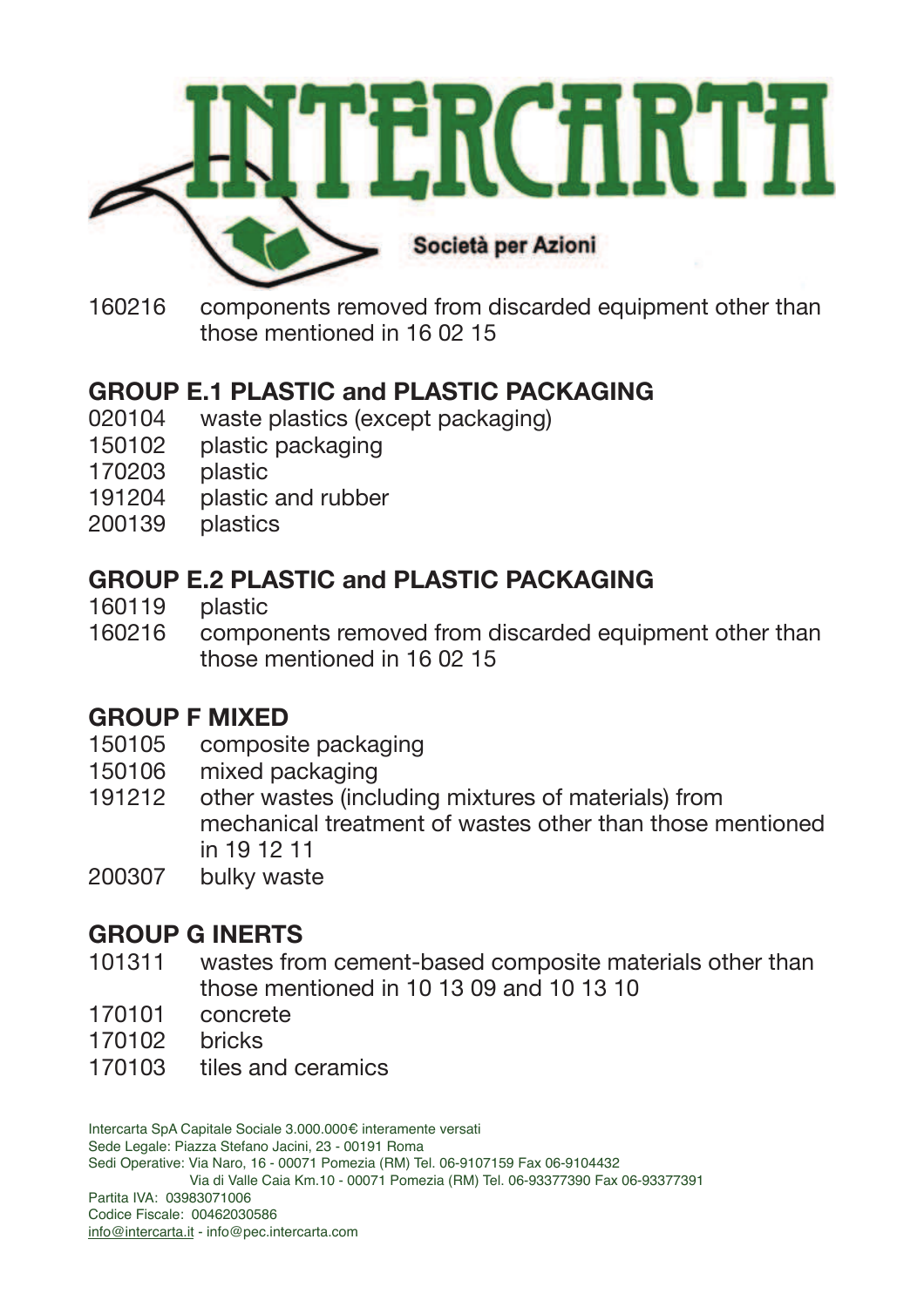INTERCARTA

Società per Azioni

160216 components removed from discarded equipment other than those mentioned in 16 02 15

## GROUP E.1 PLASTIC and PLASTIC PACKAGING

020104 waste plastics (except packaging)
150102 plastic packaging
170203 plastic
191204 plastic and rubber
200139 plastics

## GROUP E.2 PLASTIC and PLASTIC PACKAGING

160119 plastic
160216 components removed from discarded equipment other than those mentioned in 16 02 15

## GROUP F MIXED

150105 composite packaging
150106 mixed packaging
191212 other wastes (including mixtures of materials) from mechanical treatment of wastes other than those mentioned in 19 12 11
200307 bulky waste

## GROUP G INERTS

101311 wastes from cement-based composite materials other than those mentioned in 10 13 09 and 10 13 10
170101 concrete
170102 bricks
170103 tiles and ceramics

Intercarta SpA Capitale Sociale 3.000.000€ interamente versati
Sede Legale: Piazza Stefano Jacini, 23 - 00191 Roma
Sedi Operative: Via Naro, 16 - 00071 Pomezia (RM) Tel. 06-9107159 Fax 06-9104432
Via di Valle Caia Km.10 - 00071 Pomezia (RM) Tel. 06-93377390 Fax 06-93377391
Partita IVA: 03983071006
Codice Fiscale: 00462030586
info@intercarta.it - info@pec.intercarta.com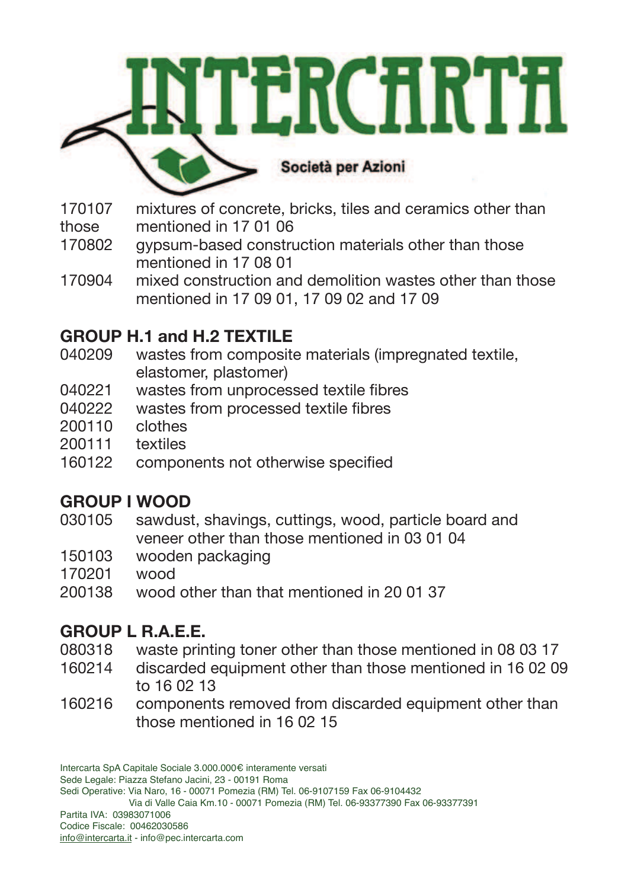INTERCARTA

Società per Azioni

170107 mixtures of concrete, bricks, tiles and ceramics other than those mentioned in 17 01 06
170802 gypsum-based construction materials other than those mentioned in 17 08 01
170904 mixed construction and demolition wastes other than those mentioned in 17 09 01, 17 09 02 and 17 09

## GROUP H.1 and H.2 TEXTILE

040209 wastes from composite materials (impregnated textile, elastomer, plastomer)
040221 wastes from unprocessed textile fibres
040222 wastes from processed textile fibres
200110 clothes
200111 textiles
160122 components not otherwise specified

## GROUP I WOOD

030105 sawdust, shavings, cuttings, wood, particle board and veneer other than those mentioned in 03 01 04
150103 wooden packaging
170201 wood
200138 wood other than that mentioned in 20 01 37

## GROUP L R.A.E.E.

080318 waste printing toner other than those mentioned in 08 03 17
160214 discarded equipment other than those mentioned in 16 02 09 to 16 02 13
160216 components removed from discarded equipment other than those mentioned in 16 02 15

Intercarta SpA Capitale Sociale 3.000.000€ interamente versati
Sede Legale: Piazza Stefano Jacini, 23 - 00191 Roma
Sedi Operative: Via Naro, 16 - 00071 Pomezia (RM) Tel. 06-9107159 Fax 06-9104432
Via di Valle Caia Km.10 - 00071 Pomezia (RM) Tel. 06-93377390 Fax 06-93377391
Partita IVA: 03983071006
Codice Fiscale: 00462030586
info@intercarta.it - info@pec.intercarta.com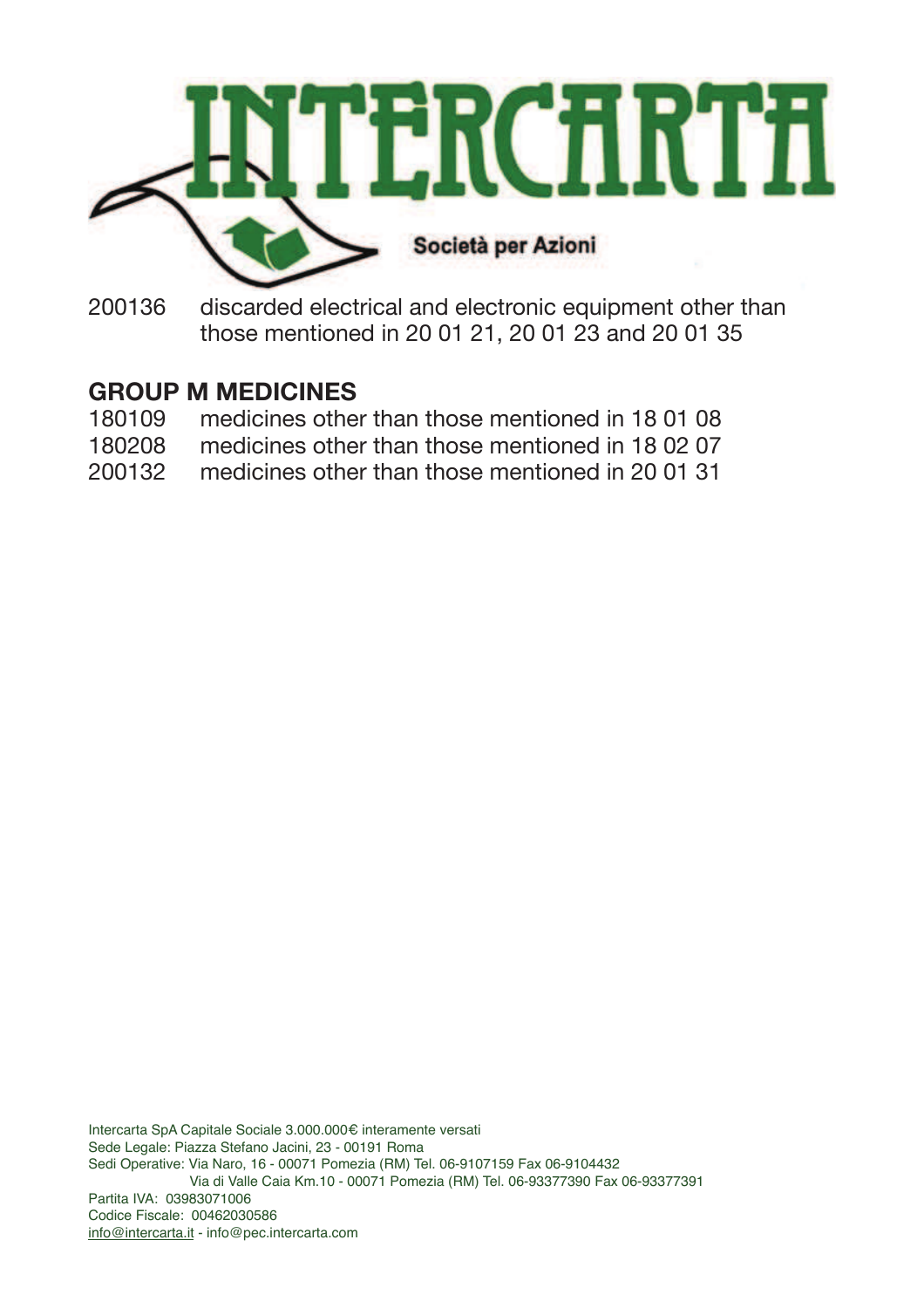| | |
|---|---|
| 200136 | discarded electrical and electronic equipment other than those mentioned in 20 01 21, 20 01 23 and 20 01 35 |

**GROUP M MEDICINES**

| | |
|---|---|
| 180109 | medicines other than those mentioned in 18 01 08 |
| 180208 | medicines other than those mentioned in 18 02 07 |
| 200132 | medicines other than those mentioned in 20 01 31 |